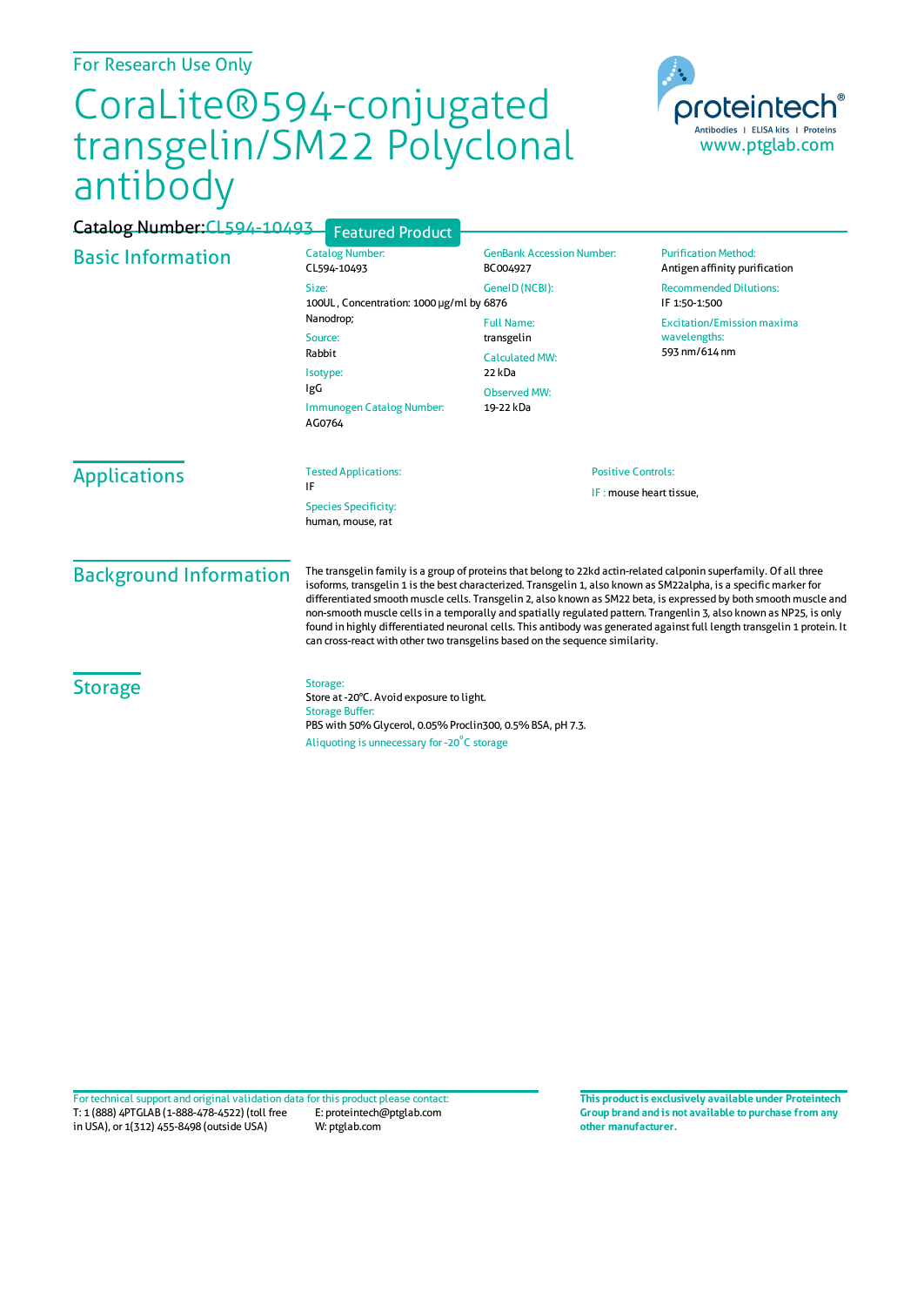For Research Use Only

# CoraLite®594-conjugated transgelin/SM22 Polyclonal antibody

Catalog Number: CL594-10493

Featured Product

proteintech® Antibodies | ELISA kits | Proteins www.ptglab.com

## Basic Information

Catalog Number:
CL594-10493

Size:
100UL , Concentration: 1000 μg/ml by Nanodrop;

Source:
Rabbit

Isotype:
IgG

Immunogen Catalog Number:
AG0764

GenBank Accession Number:
BC004927

GeneID (NCBI):
6876

Full Name:
transgelin

Calculated MW:
22 kDa

Observed MW:
19-22 kDa

Purification Method:
Antigen affinity purification

Recommended Dilutions:
IF 1:50-1:500

Excitation/Emission maxima wavelengths:
593 nm/614 nm

## Applications

Tested Applications:
IF

Species Specificity:
human, mouse, rat

Positive Controls:

IF : mouse heart tissue,

## Background Information

The transgelin family is a group of proteins that belong to 22kd actin-related calponin superfamily. Of all three isoforms, transgelin 1 is the best characterized. Transgelin 1, also known as SM22alpha, is a specific marker for differentiated smooth muscle cells. Transgelin 2, also known as SM22 beta, is expressed by both smooth muscle and non-smooth muscle cells in a temporally and spatially regulated pattern. Trangenlin 3, also known as NP25, is only found in highly differentiated neuronal cells. This antibody was generated against full length transgelin 1 protein. It can cross-react with other two transgelins based on the sequence similarity.

## Storage

Storage:
Store at -20°C. Avoid exposure to light.

Storage Buffer:
PBS with 50% Glycerol, 0.05% Proclin300, 0.5% BSA, pH 7.3.

Aliquoting is unnecessary for -20°C storage

For technical support and original validation data for this product please contact:
T: 1 (888) 4PTGLAB (1-888-478-4522) (toll free in USA), or 1(312) 455-8498 (outside USA)
E: proteintech@ptglab.com
W: ptglab.com

**This product is exclusively available under Proteintech Group brand and is not available to purchase from any other manufacturer.**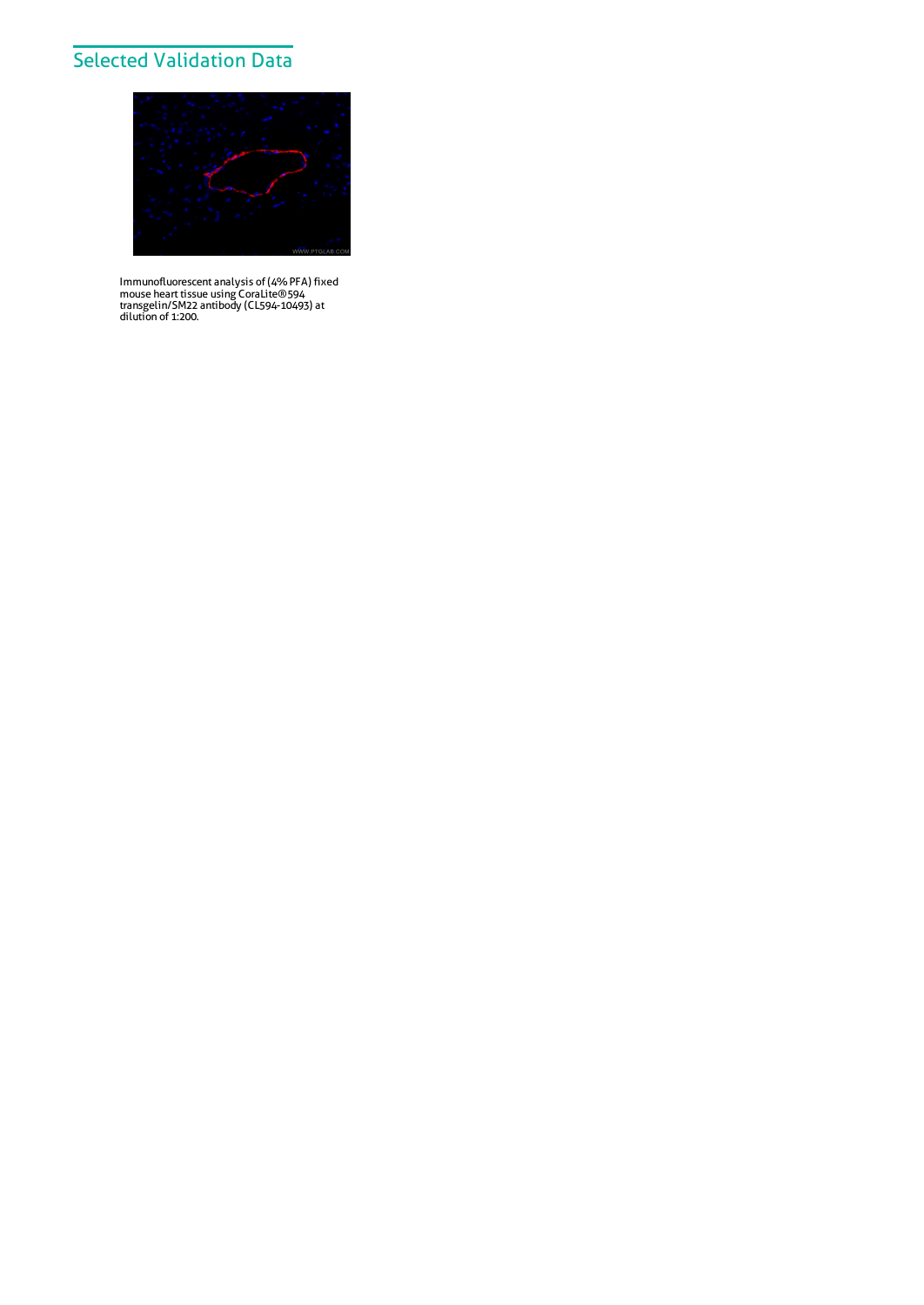## Selected Validation Data

Immunofluorescent analysis of (4% PFA) fixed mouse heart tissue using CoraLite®594 transgelin/SM22 antibody (CL594-10493) at dilution of 1:200.